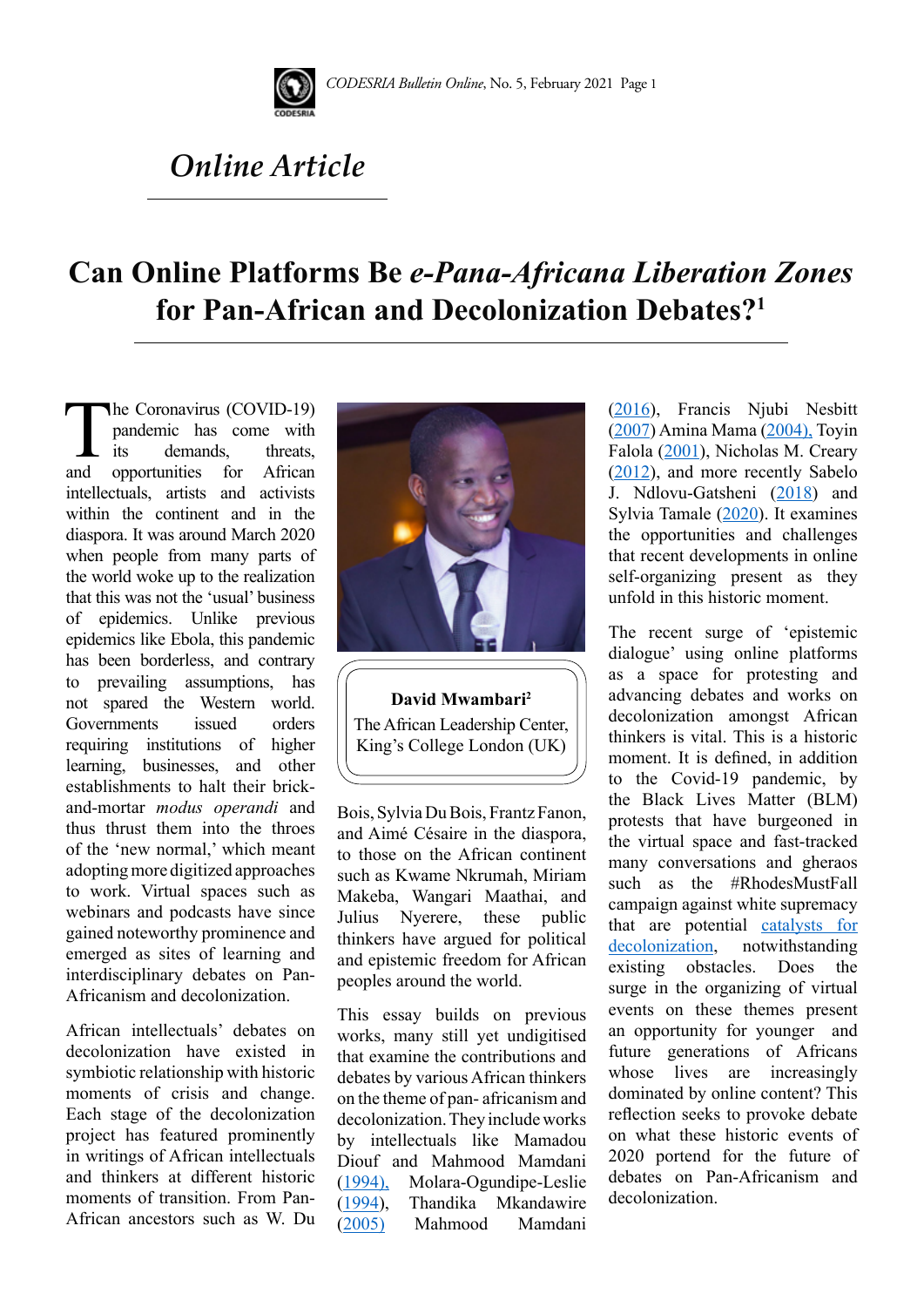*Online Article*

# Can Online Platforms Be *e-Pana-Africana Liberation Zones* for Pan-African and Decolonization Debates?[1]

**David Mwambari[2]**
The African Leadership Center, King's College London (UK)

The Coronavirus (COVID-19) pandemic has come with its demands, threats, and opportunities for African intellectuals, artists and activists within the continent and in the diaspora. It was around March 2020 when people from many parts of the world woke up to the realization that this was not the 'usual' business of epidemics. Unlike previous epidemics like Ebola, this pandemic has been borderless, and contrary to prevailing assumptions, has not spared the Western world. Governments issued orders requiring institutions of higher learning, businesses, and other establishments to halt their brick-and-mortar *modus operandi* and thus thrust them into the throes of the 'new normal,' which meant adopting more digitized approaches to work. Virtual spaces such as webinars and podcasts have since gained noteworthy prominence and emerged as sites of learning and interdisciplinary debates on Pan-Africanism and decolonization.

African intellectuals' debates on decolonization have existed in symbiotic relationship with historic moments of crisis and change. Each stage of the decolonization project has featured prominently in writings of African intellectuals and thinkers at different historic moments of transition. From Pan-African ancestors such as W. Du Bois, Sylvia Du Bois, Frantz Fanon, and Aimé Césaire in the diaspora, to those on the African continent such as Kwame Nkrumah, Miriam Makeba, Wangari Maathai, and Julius Nyerere, these public thinkers have argued for political and epistemic freedom for African peoples around the world.

This essay builds on previous works, many still yet undigitised that examine the contributions and debates by various African thinkers on the theme of pan- africanism and decolonization. They include works by intellectuals like Mamadou Diouf and Mahmood Mamdani (1994), Molara-Ogundipe-Leslie (1994), Thandika Mkandawire (2005) Mahmood Mamdani (2016), Francis Njubi Nesbitt (2007) Amina Mama (2004), Toyin Falola (2001), Nicholas M. Creary (2012), and more recently Sabelo J. Ndlovu-Gatsheni (2018) and Sylvia Tamale (2020). It examines the opportunities and challenges that recent developments in online self-organizing present as they unfold in this historic moment.

The recent surge of 'epistemic dialogue' using online platforms as a space for protesting and advancing debates and works on decolonization amongst African thinkers is vital. This is a historic moment. It is defined, in addition to the Covid-19 pandemic, by the Black Lives Matter (BLM) protests that have burgeoned in the virtual space and fast-tracked many conversations and gheraos such as the #RhodesMustFall campaign against white supremacy that are potential catalysts for decolonization, notwithstanding existing obstacles. Does the surge in the organizing of virtual events on these themes present an opportunity for younger and future generations of Africans whose lives are increasingly dominated by online content? This reflection seeks to provoke debate on what these historic events of 2020 portend for the future of debates on Pan-Africanism and decolonization.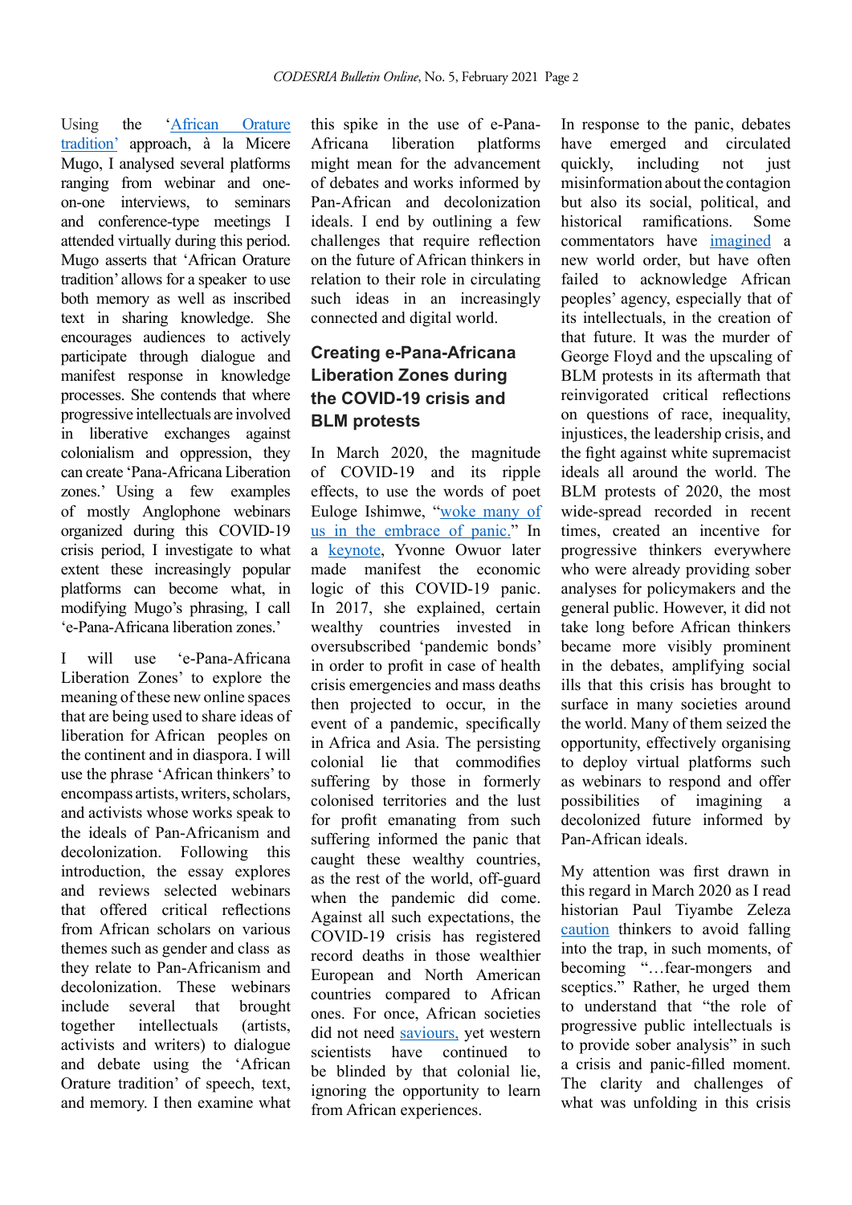Using the '[African Orature tradition](#)' approach, à la Micere Mugo, I analysed several platforms ranging from webinar and one-on-one interviews, to seminars and conference-type meetings I attended virtually during this period. Mugo asserts that 'African Orature tradition' allows for a speaker to use both memory as well as inscribed text in sharing knowledge. She encourages audiences to actively participate through dialogue and manifest response in knowledge processes. She contends that where progressive intellectuals are involved in liberative exchanges against colonialism and oppression, they can create 'Pana-Africana Liberation zones.' Using a few examples of mostly Anglophone webinars organized during this COVID-19 crisis period, I investigate to what extent these increasingly popular platforms can become what, in modifying Mugo's phrasing, I call 'e-Pana-Africana liberation zones.'

I will use 'e-Pana-Africana Liberation Zones' to explore the meaning of these new online spaces that are being used to share ideas of liberation for African peoples on the continent and in diaspora. I will use the phrase 'African thinkers' to encompass artists, writers, scholars, and activists whose works speak to the ideals of Pan-Africanism and decolonization. Following this introduction, the essay explores and reviews selected webinars that offered critical reflections from African scholars on various themes such as gender and class as they relate to Pan-Africanism and decolonization. These webinars include several that brought together intellectuals (artists, activists and writers) to dialogue and debate using the 'African Orature tradition' of speech, text, and memory. I then examine what this spike in the use of e-Pana-Africana liberation platforms might mean for the advancement of debates and works informed by Pan-African and decolonization ideals. I end by outlining a few challenges that require reflection on the future of African thinkers in relation to their role in circulating such ideas in an increasingly connected and digital world.

## Creating e-Pana-Africana Liberation Zones during the COVID-19 crisis and BLM protests

In March 2020, the magnitude of COVID-19 and its ripple effects, to use the words of poet Euloge Ishimwe, "[woke many of us in the embrace of panic.](#)" In a [keynote](#), Yvonne Owuor later made manifest the economic logic of this COVID-19 panic. In 2017, she explained, certain wealthy countries invested in oversubscribed 'pandemic bonds' in order to profit in case of health crisis emergencies and mass deaths then projected to occur, in the event of a pandemic, specifically in Africa and Asia. The persisting colonial lie that commodifies suffering by those in formerly colonised territories and the lust for profit emanating from such suffering informed the panic that caught these wealthy countries, as the rest of the world, off-guard when the pandemic did come. Against all such expectations, the COVID-19 crisis has registered record deaths in those wealthier European and North American countries compared to African ones. For once, African societies did not need [saviours,](#) yet western scientists have continued to be blinded by that colonial lie, ignoring the opportunity to learn from African experiences.

In response to the panic, debates have emerged and circulated quickly, including not just misinformation about the contagion but also its social, political, and historical ramifications. Some commentators have [imagined](#) a new world order, but have often failed to acknowledge African peoples' agency, especially that of its intellectuals, in the creation of that future. It was the murder of George Floyd and the upscaling of BLM protests in its aftermath that reinvigorated critical reflections on questions of race, inequality, injustices, the leadership crisis, and the fight against white supremacist ideals all around the world. The BLM protests of 2020, the most wide-spread recorded in recent times, created an incentive for progressive thinkers everywhere who were already providing sober analyses for policymakers and the general public. However, it did not take long before African thinkers became more visibly prominent in the debates, amplifying social ills that this crisis has brought to surface in many societies around the world. Many of them seized the opportunity, effectively organising to deploy virtual platforms such as webinars to respond and offer possibilities of imagining a decolonized future informed by Pan-African ideals.

My attention was first drawn in this regard in March 2020 as I read historian Paul Tiyambe Zeleza [caution](#) thinkers to avoid falling into the trap, in such moments, of becoming "…fear-mongers and sceptics." Rather, he urged them to understand that "the role of progressive public intellectuals is to provide sober analysis" in such a crisis and panic-filled moment. The clarity and challenges of what was unfolding in this crisis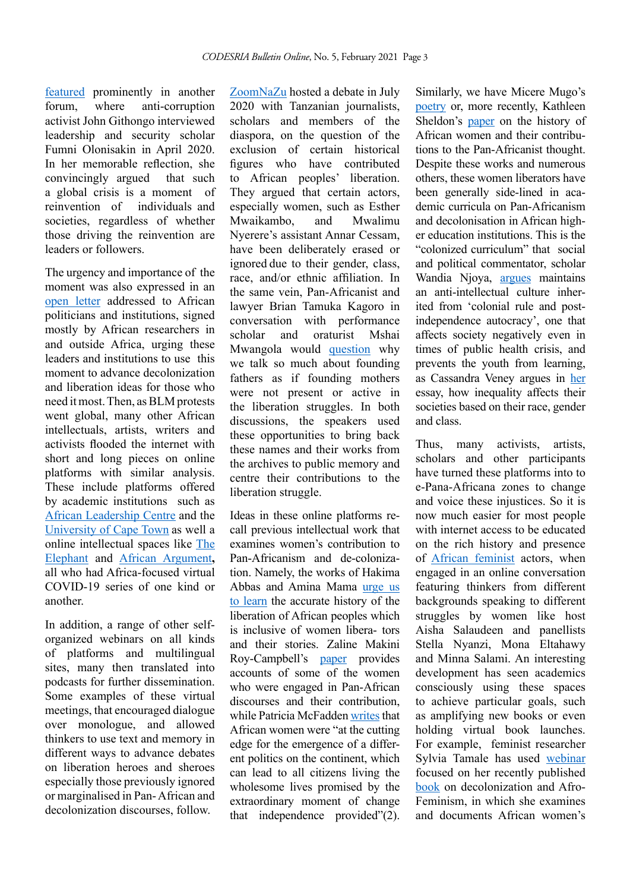featured prominently in another forum, where anti-corruption activist John Githongo interviewed leadership and security scholar Fumni Olonisakin in April 2020. In her memorable reflection, she convincingly argued that such a global crisis is a moment of reinvention of individuals and societies, regardless of whether those driving the reinvention are leaders or followers.

The urgency and importance of the moment was also expressed in an open letter addressed to African politicians and institutions, signed mostly by African researchers in and outside Africa, urging these leaders and institutions to use this moment to advance decolonization and liberation ideas for those who need it most. Then, as BLM protests went global, many other African intellectuals, artists, writers and activists flooded the internet with short and long pieces on online platforms with similar analysis. These include platforms offered by academic institutions such as African Leadership Centre and the University of Cape Town as well a online intellectual spaces like The Elephant and African Argument, all who had Africa-focused virtual COVID-19 series of one kind or another.

In addition, a range of other self-organized webinars on all kinds of platforms and multilingual sites, many then translated into podcasts for further dissemination. Some examples of these virtual meetings, that encouraged dialogue over monologue, and allowed thinkers to use text and memory in different ways to advance debates on liberation heroes and sheroes especially those previously ignored or marginalised in Pan-African and decolonization discourses, follow.

ZoomNaZu hosted a debate in July 2020 with Tanzanian journalists, scholars and members of the diaspora, on the question of the exclusion of certain historical figures who have contributed to African peoples' liberation. They argued that certain actors, especially women, such as Esther Mwaikambo, and Mwalimu Nyerere's assistant Annar Cessam, have been deliberately erased or ignored due to their gender, class, race, and/or ethnic affiliation. In the same vein, Pan-Africanist and lawyer Brian Tamuka Kagoro in conversation with performance scholar and oraturist Mshai Mwangola would question why we talk so much about founding fathers as if founding mothers were not present or active in the liberation struggles. In both discussions, the speakers used these opportunities to bring back these names and their works from the archives to public memory and centre their contributions to the liberation struggle.

Ideas in these online platforms recall previous intellectual work that examines women's contribution to Pan-Africanism and de-colonization. Namely, the works of Hakima Abbas and Amina Mama urge us to learn the accurate history of the liberation of African peoples which is inclusive of women libera- tors and their stories. Zaline Makini Roy-Campbell's paper provides accounts of some of the women who were engaged in Pan-African discourses and their contribution, while Patricia McFadden writes that African women were "at the cutting edge for the emergence of a different politics on the continent, which can lead to all citizens living the wholesome lives promised by the extraordinary moment of change that independence provided"(2).

Similarly, we have Micere Mugo's poetry or, more recently, Kathleen Sheldon's paper on the history of African women and their contributions to the Pan-Africanist thought. Despite these works and numerous others, these women liberators have been generally side-lined in academic curricula on Pan-Africanism and decolonisation in African higher education institutions. This is the "colonized curriculum" that social and political commentator, scholar Wandia Njoya, argues maintains an anti-intellectual culture inherited from 'colonial rule and post-independence autocracy', one that affects society negatively even in times of public health crisis, and prevents the youth from learning, as Cassandra Veney argues in her essay, how inequality affects their societies based on their race, gender and class.

Thus, many activists, artists, scholars and other participants have turned these platforms into to e-Pana-Africana zones to change and voice these injustices. So it is now much easier for most people with internet access to be educated on the rich history and presence of African feminist actors, when engaged in an online conversation featuring thinkers from different backgrounds speaking to different struggles by women like host Aisha Salaudeen and panellists Stella Nyanzi, Mona Eltahawy and Minna Salami. An interesting development has seen academics consciously using these spaces to achieve particular goals, such as amplifying new books or even holding virtual book launches. For example, feminist researcher Sylvia Tamale has used webinar focused on her recently published book on decolonization and Afro-Feminism, in which she examines and documents African women's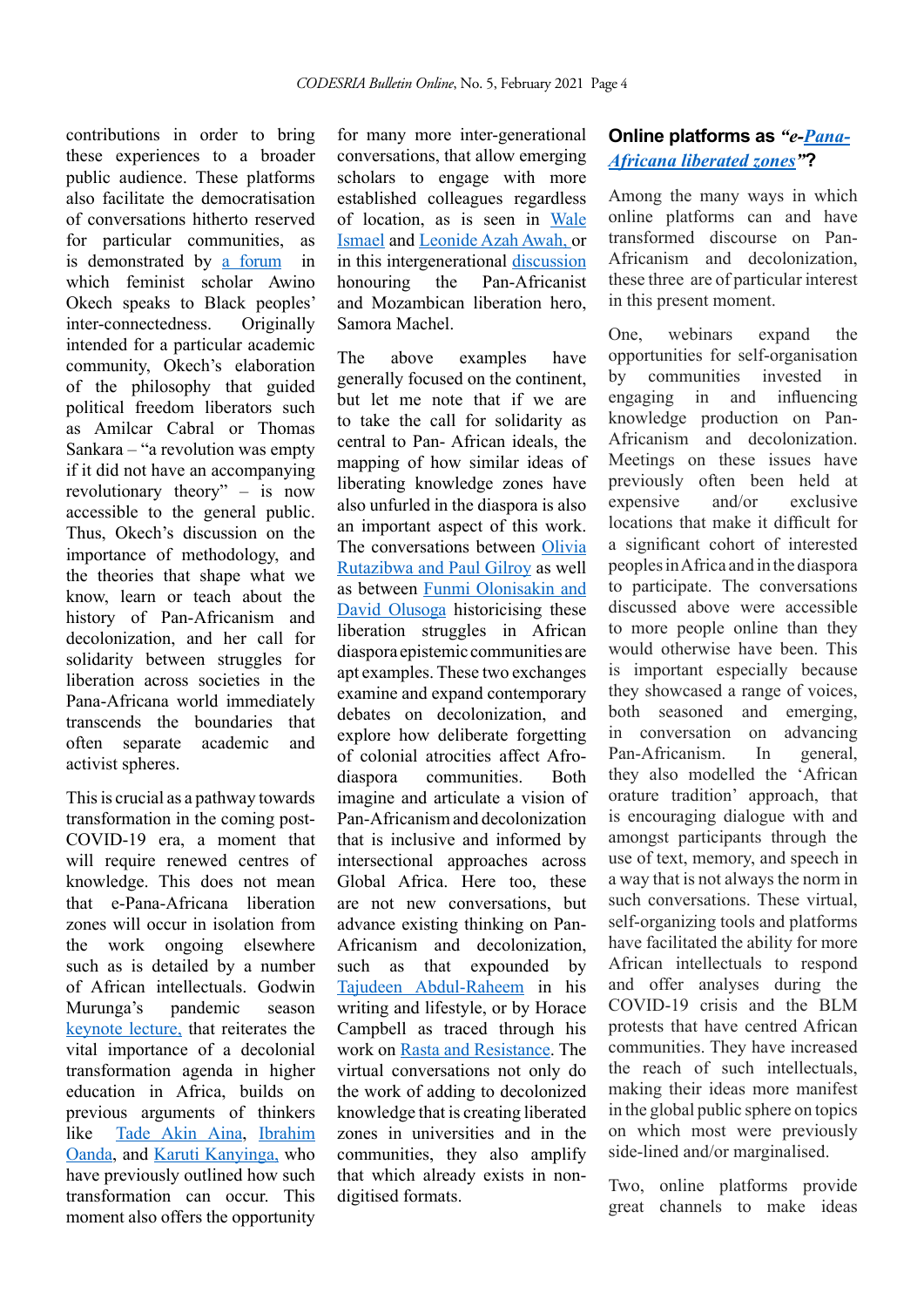contributions in order to bring these experiences to a broader public audience. These platforms also facilitate the democratisation of conversations hitherto reserved for particular communities, as is demonstrated by a forum in which feminist scholar Awino Okech speaks to Black peoples' inter-connectedness. Originally intended for a particular academic community, Okech's elaboration of the philosophy that guided political freedom liberators such as Amilcar Cabral or Thomas Sankara – "a revolution was empty if it did not have an accompanying revolutionary theory" – is now accessible to the general public. Thus, Okech's discussion on the importance of methodology, and the theories that shape what we know, learn or teach about the history of Pan-Africanism and decolonization, and her call for solidarity between struggles for liberation across societies in the Pana-Africana world immediately transcends the boundaries that often separate academic and activist spheres.

This is crucial as a pathway towards transformation in the coming post-COVID-19 era, a moment that will require renewed centres of knowledge. This does not mean that e-Pana-Africana liberation zones will occur in isolation from the work ongoing elsewhere such as is detailed by a number of African intellectuals. Godwin Murunga's pandemic season keynote lecture, that reiterates the vital importance of a decolonial transformation agenda in higher education in Africa, builds on previous arguments of thinkers like Tade Akin Aina, Ibrahim Oanda, and Karuti Kanyinga, who have previously outlined how such transformation can occur. This moment also offers the opportunity for many more inter-generational conversations, that allow emerging scholars to engage with more established colleagues regardless of location, as is seen in Wale Ismael and Leonide Azah Awah, or in this intergenerational discussion honouring the Pan-Africanist and Mozambican liberation hero, Samora Machel.

The above examples have generally focused on the continent, but let me note that if we are to take the call for solidarity as central to Pan- African ideals, the mapping of how similar ideas of liberating knowledge zones have also unfurled in the diaspora is also an important aspect of this work. The conversations between Olivia Rutazibwa and Paul Gilroy as well as between Funmi Olonisakin and David Olusoga historicising these liberation struggles in African diaspora epistemic communities are apt examples. These two exchanges examine and expand contemporary debates on decolonization, and explore how deliberate forgetting of colonial atrocities affect Afro-diaspora communities. Both imagine and articulate a vision of Pan-Africanism and decolonization that is inclusive and informed by intersectional approaches across Global Africa. Here too, these are not new conversations, but advance existing thinking on Pan-Africanism and decolonization, such as that expounded by Tajudeen Abdul-Raheem in his writing and lifestyle, or by Horace Campbell as traced through his work on Rasta and Resistance. The virtual conversations not only do the work of adding to decolonized knowledge that is creating liberated zones in universities and in the communities, they also amplify that which already exists in non-digitised formats.

## Online platforms as *"e-Pana-Africana liberated zones"*?

Among the many ways in which online platforms can and have transformed discourse on Pan-Africanism and decolonization, these three are of particular interest in this present moment.

One, webinars expand the opportunities for self-organisation by communities invested in engaging in and influencing knowledge production on Pan-Africanism and decolonization. Meetings on these issues have previously often been held at expensive and/or exclusive locations that make it difficult for a significant cohort of interested peoples in Africa and in the diaspora to participate. The conversations discussed above were accessible to more people online than they would otherwise have been. This is important especially because they showcased a range of voices, both seasoned and emerging, in conversation on advancing Pan-Africanism. In general, they also modelled the 'African orature tradition' approach, that is encouraging dialogue with and amongst participants through the use of text, memory, and speech in a way that is not always the norm in such conversations. These virtual, self-organizing tools and platforms have facilitated the ability for more African intellectuals to respond and offer analyses during the COVID-19 crisis and the BLM protests that have centred African communities. They have increased the reach of such intellectuals, making their ideas more manifest in the global public sphere on topics on which most were previously side-lined and/or marginalised.

Two, online platforms provide great channels to make ideas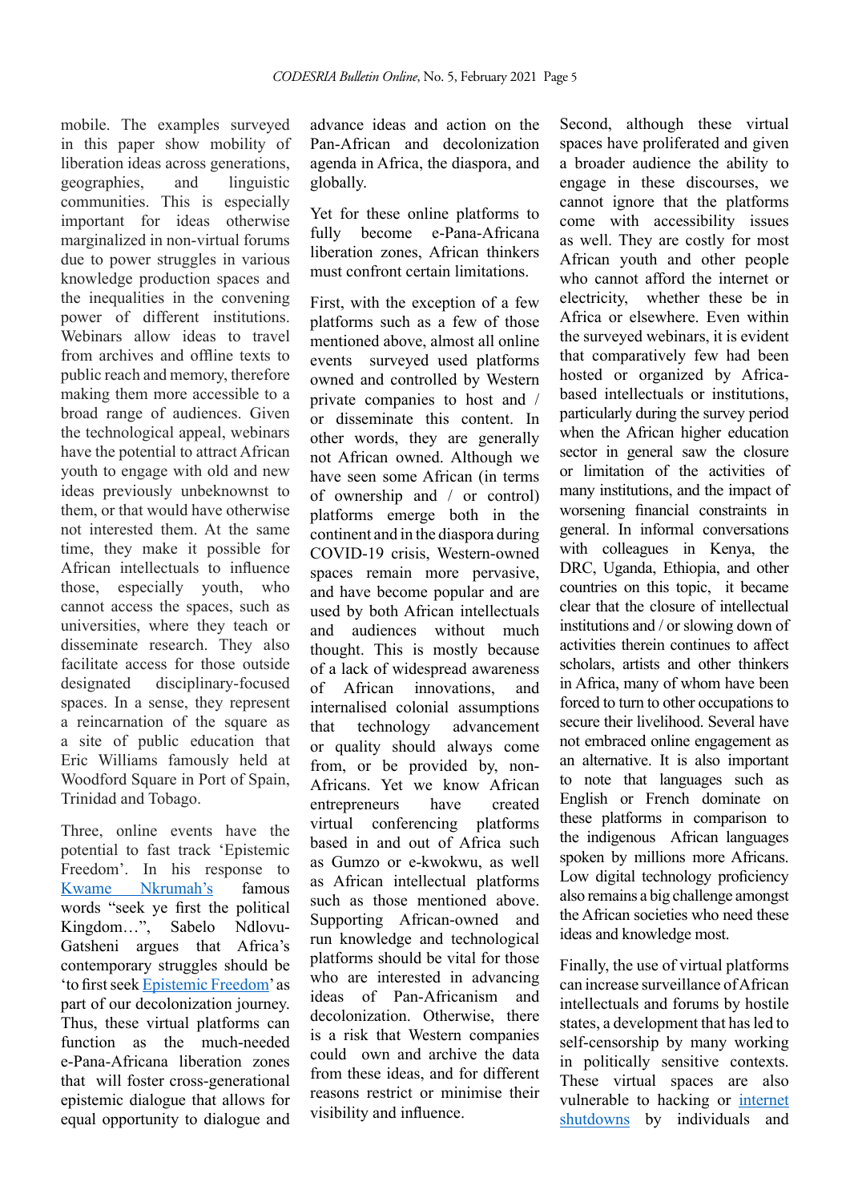mobile. The examples surveyed in this paper show mobility of liberation ideas across generations, geographies, and linguistic communities. This is especially important for ideas otherwise marginalized in non-virtual forums due to power struggles in various knowledge production spaces and the inequalities in the convening power of different institutions. Webinars allow ideas to travel from archives and offline texts to public reach and memory, therefore making them more accessible to a broad range of audiences. Given the technological appeal, webinars have the potential to attract African youth to engage with old and new ideas previously unbeknownst to them, or that would have otherwise not interested them. At the same time, they make it possible for African intellectuals to influence those, especially youth, who cannot access the spaces, such as universities, where they teach or disseminate research. They also facilitate access for those outside designated disciplinary-focused spaces. In a sense, they represent a reincarnation of the square as a site of public education that Eric Williams famously held at Woodford Square in Port of Spain, Trinidad and Tobago.

Three, online events have the potential to fast track 'Epistemic Freedom'. In his response to [Kwame Nkrumah's]() famous words "seek ye first the political Kingdom…", Sabelo Ndlovu-Gatsheni argues that Africa's contemporary struggles should be 'to first seek [Epistemic Freedom]()' as part of our decolonization journey. Thus, these virtual platforms can function as the much-needed e-Pana-Africana liberation zones that will foster cross-generational epistemic dialogue that allows for equal opportunity to dialogue and advance ideas and action on the Pan-African and decolonization agenda in Africa, the diaspora, and globally.

Yet for these online platforms to fully become e-Pana-Africana liberation zones, African thinkers must confront certain limitations.

First, with the exception of a few platforms such as a few of those mentioned above, almost all online events surveyed used platforms owned and controlled by Western private companies to host and / or disseminate this content. In other words, they are generally not African owned. Although we have seen some African (in terms of ownership and / or control) platforms emerge both in the continent and in the diaspora during COVID-19 crisis, Western-owned spaces remain more pervasive, and have become popular and are used by both African intellectuals and audiences without much thought. This is mostly because of a lack of widespread awareness of African innovations, and internalised colonial assumptions that technology advancement or quality should always come from, or be provided by, non-Africans. Yet we know African entrepreneurs have created virtual conferencing platforms based in and out of Africa such as Gumzo or e-kwokwu, as well as African intellectual platforms such as those mentioned above. Supporting African-owned and run knowledge and technological platforms should be vital for those who are interested in advancing ideas of Pan-Africanism and decolonization. Otherwise, there is a risk that Western companies could own and archive the data from these ideas, and for different reasons restrict or minimise their visibility and influence.

Second, although these virtual spaces have proliferated and given a broader audience the ability to engage in these discourses, we cannot ignore that the platforms come with accessibility issues as well. They are costly for most African youth and other people who cannot afford the internet or electricity, whether these be in Africa or elsewhere. Even within the surveyed webinars, it is evident that comparatively few had been hosted or organized by Africa-based intellectuals or institutions, particularly during the survey period when the African higher education sector in general saw the closure or limitation of the activities of many institutions, and the impact of worsening financial constraints in general. In informal conversations with colleagues in Kenya, the DRC, Uganda, Ethiopia, and other countries on this topic, it became clear that the closure of intellectual institutions and / or slowing down of activities therein continues to affect scholars, artists and other thinkers in Africa, many of whom have been forced to turn to other occupations to secure their livelihood. Several have not embraced online engagement as an alternative. It is also important to note that languages such as English or French dominate on these platforms in comparison to the indigenous African languages spoken by millions more Africans. Low digital technology proficiency also remains a big challenge amongst the African societies who need these ideas and knowledge most.

Finally, the use of virtual platforms can increase surveillance of African intellectuals and forums by hostile states, a development that has led to self-censorship by many working in politically sensitive contexts. These virtual spaces are also vulnerable to hacking or [internet shutdowns]() by individuals and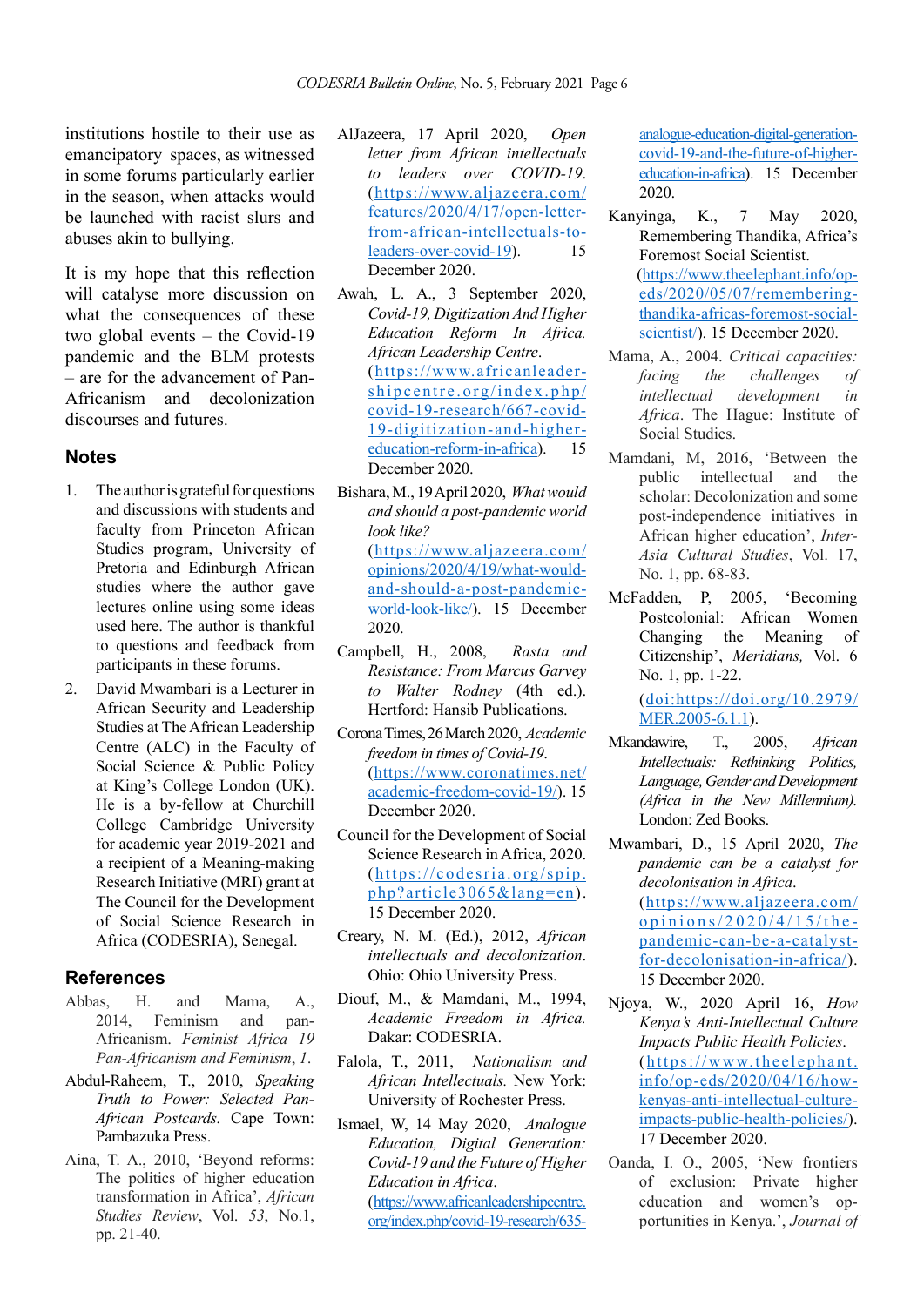institutions hostile to their use as emancipatory spaces, as witnessed in some forums particularly earlier in the season, when attacks would be launched with racist slurs and abuses akin to bullying.

It is my hope that this reflection will catalyse more discussion on what the consequences of these two global events – the Covid-19 pandemic and the BLM protests – are for the advancement of Pan-Africanism and decolonization discourses and futures.

## Notes

1. The author is grateful for questions and discussions with students and faculty from Princeton African Studies program, University of Pretoria and Edinburgh African studies where the author gave lectures online using some ideas used here. The author is thankful to questions and feedback from participants in these forums.
2. David Mwambari is a Lecturer in African Security and Leadership Studies at The African Leadership Centre (ALC) in the Faculty of Social Science & Public Policy at King's College London (UK). He is a by-fellow at Churchill College Cambridge University for academic year 2019-2021 and a recipient of a Meaning-making Research Initiative (MRI) grant at The Council for the Development of Social Science Research in Africa (CODESRIA), Senegal.

## References

Abbas, H. and Mama, A., 2014, Feminism and pan-Africanism. *Feminist Africa 19 Pan-Africanism and Feminism*, *1*.

Abdul-Raheem, T., 2010, *Speaking Truth to Power: Selected Pan-African Postcards.* Cape Town: Pambazuka Press.

Aina, T. A., 2010, 'Beyond reforms: The politics of higher education transformation in Africa', *African Studies Review*, Vol. *53*, No.1, pp. 21-40.

AlJazeera, 17 April 2020, *Open letter from African intellectuals to leaders over COVID-19*. (https://www.aljazeera.com/features/2020/4/17/open-letter-from-african-intellectuals-to-leaders-over-covid-19). 15 December 2020.

Awah, L. A., 3 September 2020, *Covid-19, Digitization And Higher Education Reform In Africa. African Leadership Centre*. (https://www.africanleadershipcentre.org/index.php/covid-19-research/667-covid-19-digitization-and-higher-education-reform-in-africa). 15 December 2020.

Bishara, M., 19 April 2020, *What would and should a post-pandemic world look like?* (https://www.aljazeera.com/opinions/2020/4/19/what-would-and-should-a-post-pandemic-world-look-like/). 15 December 2020.

Campbell, H., 2008, *Rasta and Resistance: From Marcus Garvey to Walter Rodney* (4th ed.). Hertford: Hansib Publications.

Corona Times, 26 March 2020, *Academic freedom in times of Covid-19*. (https://www.coronatimes.net/academic-freedom-covid-19/). 15 December 2020.

Council for the Development of Social Science Research in Africa, 2020. (https://codesria.org/spip.php?article3065&lang=en). 15 December 2020.

Creary, N. M. (Ed.), 2012, *African intellectuals and decolonization*. Ohio: Ohio University Press.

Diouf, M., & Mamdani, M., 1994, *Academic Freedom in Africa.* Dakar: CODESRIA.

Falola, T., 2011, *Nationalism and African Intellectuals.* New York: University of Rochester Press.

Ismael, W, 14 May 2020, *Analogue Education, Digital Generation: Covid-19 and the Future of Higher Education in Africa*. (https://www.africanleadershipcentre.org/index.php/covid-19-research/635-analogue-education-digital-generation-covid-19-and-the-future-of-higher-education-in-africa). 15 December 2020.

Kanyinga, K., 7 May 2020, Remembering Thandika, Africa's Foremost Social Scientist. (https://www.theelephant.info/op-eds/2020/05/07/remembering-thandika-africas-foremost-social-scientist/). 15 December 2020.

Mama, A., 2004. *Critical capacities: facing the challenges of intellectual development in Africa*. The Hague: Institute of Social Studies.

Mamdani, M, 2016, 'Between the public intellectual and the scholar: Decolonization and some post-independence initiatives in African higher education', *Inter-Asia Cultural Studies*, Vol. 17, No. 1, pp. 68-83.

McFadden, P, 2005, 'Becoming Postcolonial: African Women Changing the Meaning of Citizenship', *Meridians,* Vol. 6 No. 1, pp. 1-22. (doi:https://doi.org/10.2979/MER.2005-6.1.1).

Mkandawire, T., 2005, *African Intellectuals: Rethinking Politics, Language, Gender and Development (Africa in the New Millennium).* London: Zed Books.

Mwambari, D., 15 April 2020, *The pandemic can be a catalyst for decolonisation in Africa*. (https://www.aljazeera.com/opinions/2020/4/15/the-pandemic-can-be-a-catalyst-for-decolonisation-in-africa/). 15 December 2020.

Njoya, W., 2020 April 16, *How Kenya's Anti-Intellectual Culture Impacts Public Health Policies*. (https://www.theelephant.info/op-eds/2020/04/16/how-kenyas-anti-intellectual-culture-impacts-public-health-policies/). 17 December 2020.

Oanda, I. O., 2005, 'New frontiers of exclusion: Private higher education and women's opportunities in Kenya.', *Journal of*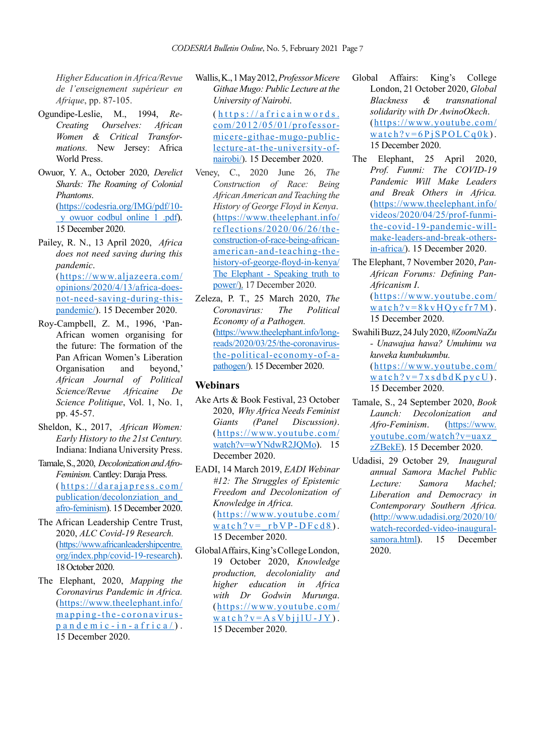*Higher Education in Africa/Revue de l'enseignement supérieur en Afrique*, pp. 87-105.

Ogundipe-Leslie, M., 1994, *Re-Creating Ourselves: African Women & Critical Transformations.* New Jersey: Africa World Press.

Owuor, Y. A., October 2020, *Derelict Shards: The Roaming of Colonial Phantoms*. (https://codesria.org/IMG/pdf/10-_y_owuor_codbul_online_1_.pdf). 15 December 2020.

Pailey, R. N., 13 April 2020, *Africa does not need saving during this pandemic*. (https://www.aljazeera.com/opinions/2020/4/13/africa-does-not-need-saving-during-this-pandemic/). 15 December 2020.

Roy-Campbell, Z. M., 1996, 'Pan-African women organising for the future: The formation of the Pan African Women's Liberation Organisation and beyond,' *African Journal of Political Science/Revue Africaine De Science Politique*, Vol. 1, No. 1, pp. 45-57.

Sheldon, K., 2017, *African Women: Early History to the 21st Century.* Indiana: Indiana University Press.

Tamale, S., 2020, *Decolonization and Afro-Feminism.* Cantley: Daraja Press. (https://darajapress.com/publication/decolonziation_and_afro-feminism). 15 December 2020.

The African Leadership Centre Trust, 2020, *ALC Covid-19 Research.* (https://www.africanleadershipcentre.org/index.php/covid-19-research). 18 October 2020.

The Elephant, 2020, *Mapping the Coronavirus Pandemic in Africa.* (https://www.theelephant.info/mapping-the-coronavirus-pandemic-in-africa/). 15 December 2020.

Wallis, K., 1 May 2012, *Professor Micere Githae Mugo: Public Lecture at the University of Nairobi.* (https://africainwords.com/2012/05/01/professor-micere-githae-mugo-public-lecture-at-the-university-of-nairobi/). 15 December 2020.

Veney, C., 2020 June 26, *The Construction of Race: Being African American and Teaching the History of George Floyd in Kenya*. (https://www.theelephant.info/reflections/2020/06/26/the-construction-of-race-being-african-american-and-teaching-the-history-of-george-floyd-in-kenya/ The Elephant - Speaking truth to power/). 17 December 2020.

Zeleza, P. T., 25 March 2020, *The Coronavirus: The Political Economy of a Pathogen.* (https://www.theelephant.info/long-reads/2020/03/25/the-coronavirus-the-political-economy-of-a-pathogen/). 15 December 2020.

## Webinars

Ake Arts & Book Festival, 23 October 2020, *Why Africa Needs Feminist Giants (Panel Discussion)*. (https://www.youtube.com/watch?v=wYNdwR2JQMo). 15 December 2020.

EADI, 14 March 2019, *EADI Webinar #12: The Struggles of Epistemic Freedom and Decolonization of Knowledge in Africa.* (https://www.youtube.com/watch?v=_rbVP-DFcd8). 15 December 2020.

Global Affairs, King's College London, 19 October 2020, *Knowledge production, decoloniality and higher education in Africa with Dr Godwin Murunga*. (https://www.youtube.com/watch?v=AsVbjjlU-JY). 15 December 2020.

Global Affairs: King's College London, 21 October 2020, *Global Blackness & transnational solidarity with Dr AwinoOkech*. (https://www.youtube.com/watch?v=6PjSPOLCq0k). 15 December 2020.

The Elephant, 25 April 2020, *Prof. Funmi: The COVID-19 Pandemic Will Make Leaders and Break Others in Africa.* (https://www.theelephant.info/videos/2020/04/25/prof-funmi-the-covid-19-pandemic-will-make-leaders-and-break-others-in-africa/). 15 December 2020.

The Elephant, 7 November 2020, *Pan-African Forums: Defining Pan-Africanism I.* (https://www.youtube.com/watch?v=8kvHQycfr7M). 15 December 2020.

Swahili Buzz, 24 July 2020, *#ZoomNaZu - Unawajua hawa? Umuhimu wa kuweka kumbukumbu.* (https://www.youtube.com/watch?v=7xsdbdKpycU). 15 December 2020.

Tamale, S., 24 September 2020, *Book Launch: Decolonization and Afro-Feminism*. (https://www.youtube.com/watch?v=uaxz_zZBekE). 15 December 2020.

Udadisi, 29 October 29, *Inaugural annual Samora Machel Public Lecture: Samora Machel; Liberation and Democracy in Contemporary Southern Africa.* (http://www.udadisi.org/2020/10/watch-recorded-video-inaugural-samora.html). 15 December 2020.